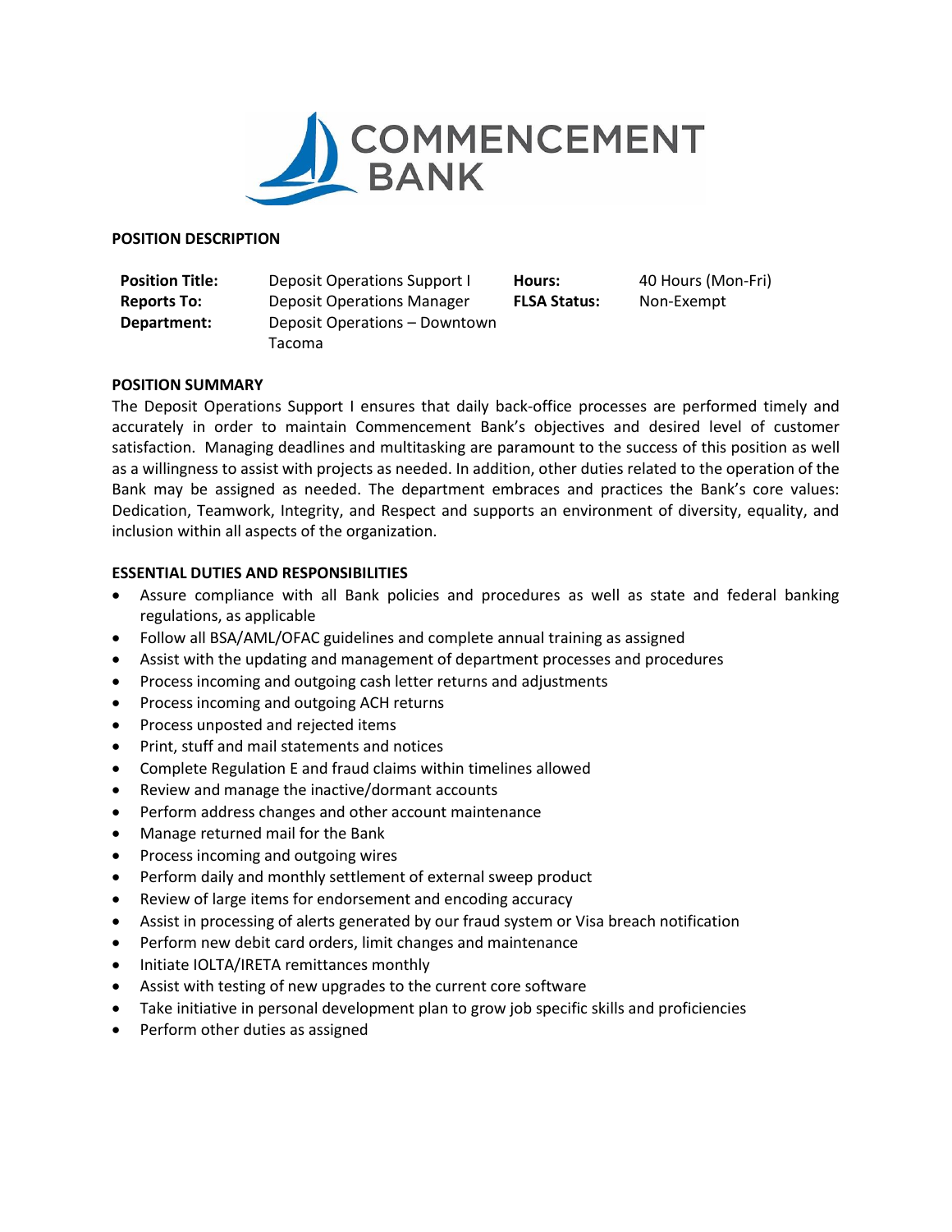COMMENCEMENT BANK

**POSITION DESCRIPTION**

| | | | |
|---|---|---|---|
| **Position Title:** | Deposit Operations Support I | **Hours:** | 40 Hours (Mon-Fri) |
| **Reports To:** | Deposit Operations Manager | **FLSA Status:** | Non-Exempt |
| **Department:** | Deposit Operations – Downtown Tacoma | | |

**POSITION SUMMARY**

The Deposit Operations Support I ensures that daily back-office processes are performed timely and accurately in order to maintain Commencement Bank's objectives and desired level of customer satisfaction. Managing deadlines and multitasking are paramount to the success of this position as well as a willingness to assist with projects as needed. In addition, other duties related to the operation of the Bank may be assigned as needed. The department embraces and practices the Bank's core values: Dedication, Teamwork, Integrity, and Respect and supports an environment of diversity, equality, and inclusion within all aspects of the organization.

**ESSENTIAL DUTIES AND RESPONSIBILITIES**

- Assure compliance with all Bank policies and procedures as well as state and federal banking regulations, as applicable
- Follow all BSA/AML/OFAC guidelines and complete annual training as assigned
- Assist with the updating and management of department processes and procedures
- Process incoming and outgoing cash letter returns and adjustments
- Process incoming and outgoing ACH returns
- Process unposted and rejected items
- Print, stuff and mail statements and notices
- Complete Regulation E and fraud claims within timelines allowed
- Review and manage the inactive/dormant accounts
- Perform address changes and other account maintenance
- Manage returned mail for the Bank
- Process incoming and outgoing wires
- Perform daily and monthly settlement of external sweep product
- Review of large items for endorsement and encoding accuracy
- Assist in processing of alerts generated by our fraud system or Visa breach notification
- Perform new debit card orders, limit changes and maintenance
- Initiate IOLTA/IRETA remittances monthly
- Assist with testing of new upgrades to the current core software
- Take initiative in personal development plan to grow job specific skills and proficiencies
- Perform other duties as assigned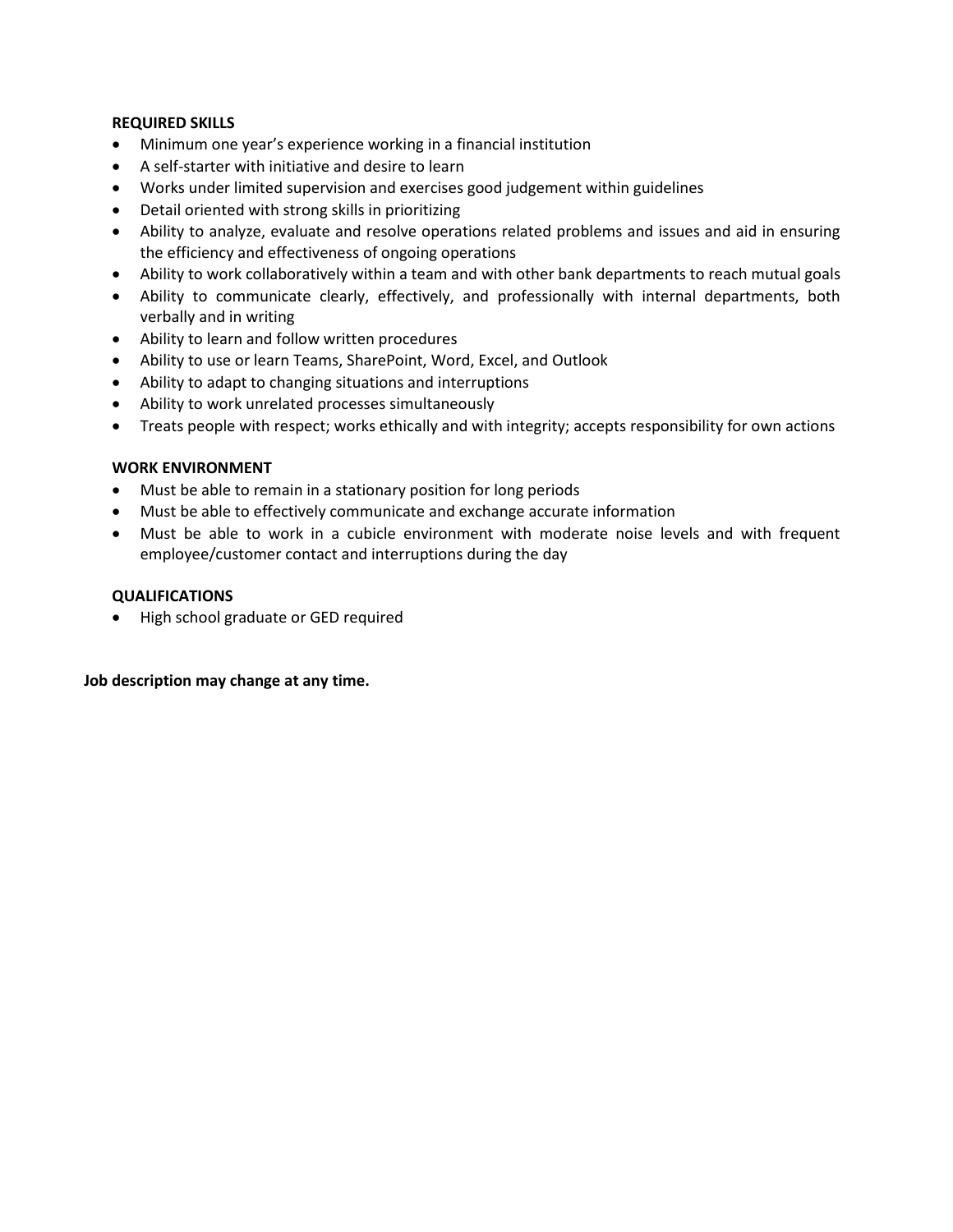**REQUIRED SKILLS**

- Minimum one year's experience working in a financial institution
- A self-starter with initiative and desire to learn
- Works under limited supervision and exercises good judgement within guidelines
- Detail oriented with strong skills in prioritizing
- Ability to analyze, evaluate and resolve operations related problems and issues and aid in ensuring the efficiency and effectiveness of ongoing operations
- Ability to work collaboratively within a team and with other bank departments to reach mutual goals
- Ability to communicate clearly, effectively, and professionally with internal departments, both verbally and in writing
- Ability to learn and follow written procedures
- Ability to use or learn Teams, SharePoint, Word, Excel, and Outlook
- Ability to adapt to changing situations and interruptions
- Ability to work unrelated processes simultaneously
- Treats people with respect; works ethically and with integrity; accepts responsibility for own actions

**WORK ENVIRONMENT**

- Must be able to remain in a stationary position for long periods
- Must be able to effectively communicate and exchange accurate information
- Must be able to work in a cubicle environment with moderate noise levels and with frequent employee/customer contact and interruptions during the day

**QUALIFICATIONS**

- High school graduate or GED required

**Job description may change at any time.**